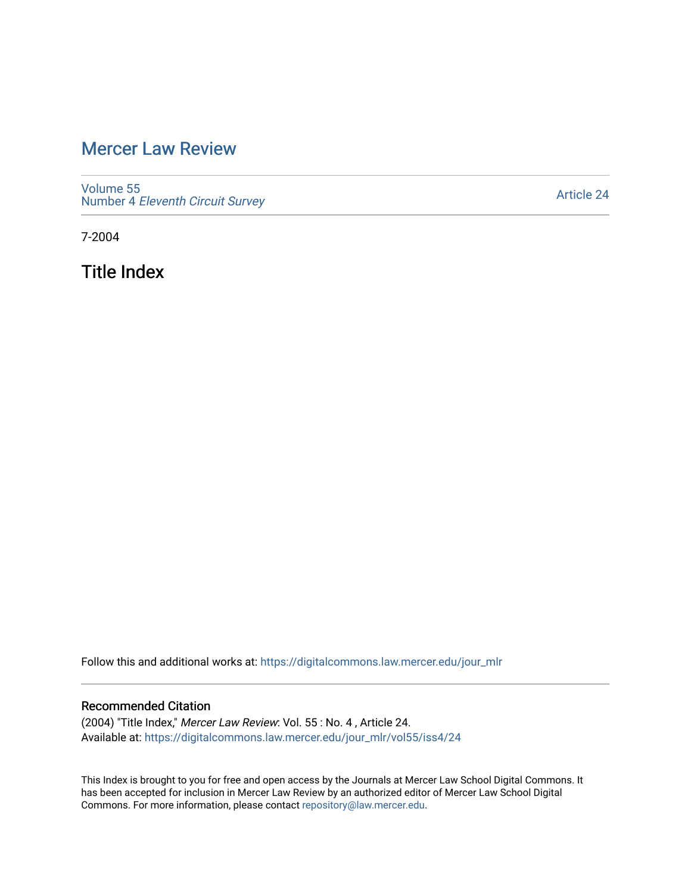# Mercer Law Review

Volume 55
Number 4 *Eleventh Circuit Survey*

Article 24

7-2004

## Title Index

Follow this and additional works at: https://digitalcommons.law.mercer.edu/jour_mlr

### Recommended Citation

(2004) "Title Index," *Mercer Law Review*: Vol. 55 : No. 4 , Article 24.
Available at: https://digitalcommons.law.mercer.edu/jour_mlr/vol55/iss4/24

This Index is brought to you for free and open access by the Journals at Mercer Law School Digital Commons. It has been accepted for inclusion in Mercer Law Review by an authorized editor of Mercer Law School Digital Commons. For more information, please contact repository@law.mercer.edu.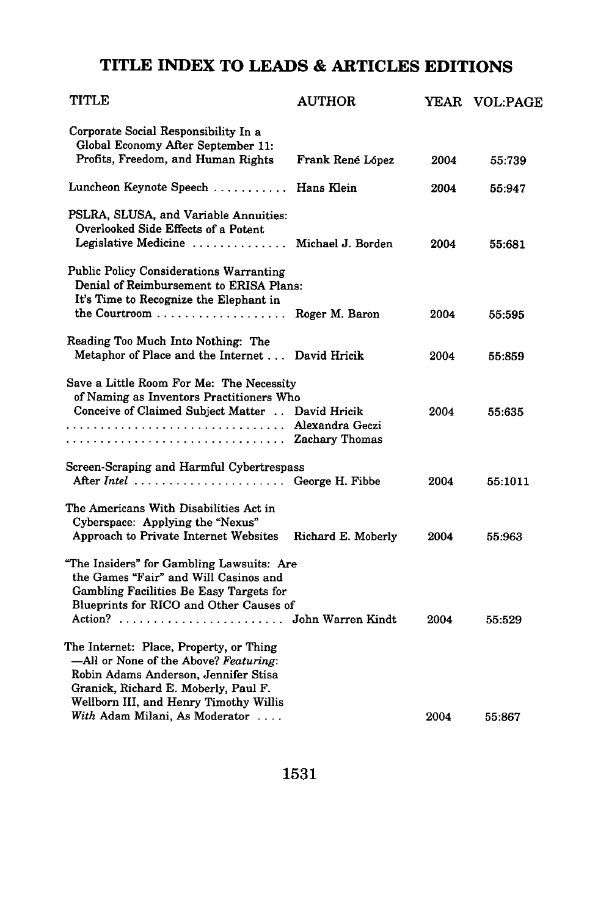## TITLE INDEX TO LEADS & ARTICLES EDITIONS

| TITLE | AUTHOR | YEAR | VOL:PAGE |
|---|---|---|---|
| Corporate Social Responsibility In a Global Economy After September 11: Profits, Freedom, and Human Rights | Frank René López | 2004 | 55:739 |
| Luncheon Keynote Speech ........... | Hans Klein | 2004 | 55:947 |
| PSLRA, SLUSA, and Variable Annuities: Overlooked Side Effects of a Potent Legislative Medicine .............. | Michael J. Borden | 2004 | 55:681 |
| Public Policy Considerations Warranting Denial of Reimbursement to ERISA Plans: It's Time to Recognize the Elephant in the Courtroom .................. | Roger M. Baron | 2004 | 55:595 |
| Reading Too Much Into Nothing: The Metaphor of Place and the Internet ... | David Hricik | 2004 | 55:859 |
| Save a Little Room For Me: The Necessity of Naming as Inventors Practitioners Who Conceive of Claimed Subject Matter .. | David Hricik | 2004 | 55:635 |
| ................................ | Alexandra Geczi | | |
| ................................ | Zachary Thomas | | |
| Screen-Scraping and Harmful Cybertrespass After *Intel* ...................... | George H. Fibbe | 2004 | 55:1011 |
| The Americans With Disabilities Act in Cyberspace: Applying the "Nexus" Approach to Private Internet Websites | Richard E. Moberly | 2004 | 55:963 |
| "The Insiders" for Gambling Lawsuits: Are the Games "Fair" and Will Casinos and Gambling Facilities Be Easy Targets for Blueprints for RICO and Other Causes of Action? ........................ | John Warren Kindt | 2004 | 55:529 |
| The Internet: Place, Property, or Thing —All or None of the Above? *Featuring*: Robin Adams Anderson, Jennifer Stisa Granick, Richard E. Moberly, Paul F. Wellborn III, and Henry Timothy Willis *With* Adam Milani, As Moderator .... | | 2004 | 55:867 |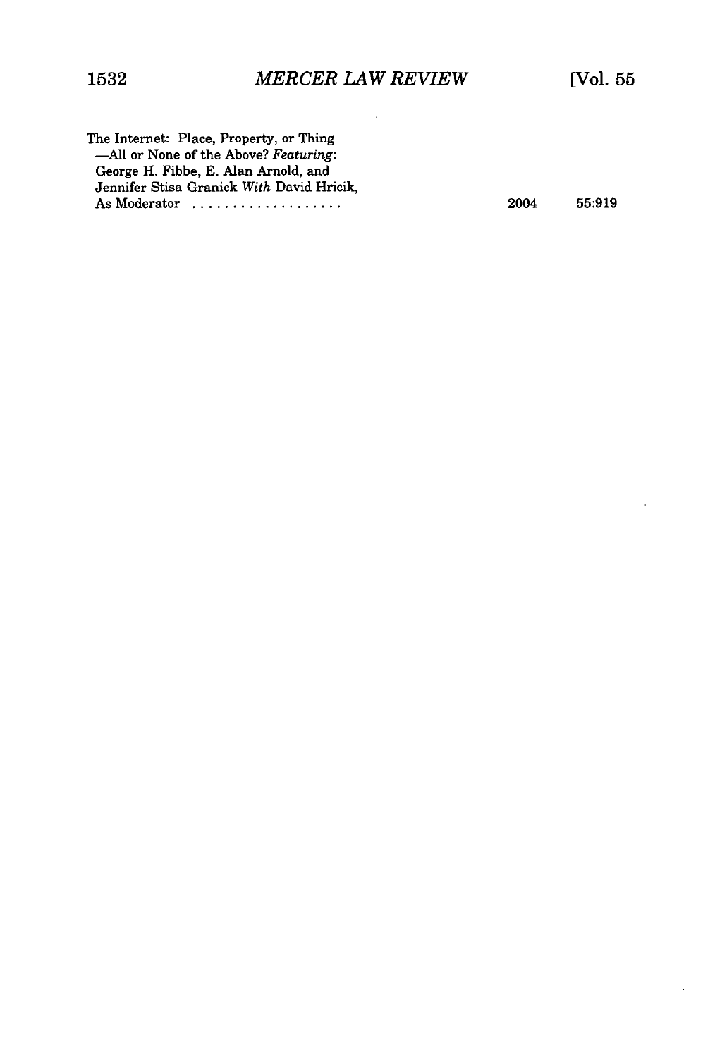| | | |
|---|---|---|
| The Internet: Place, Property, or Thing —All or None of the Above? *Featuring*: George H. Fibbe, E. Alan Arnold, and Jennifer Stisa Granick *With* David Hricik, As Moderator . . . . . . . . . . . . . . . . . . | 2004 | 55:919 |